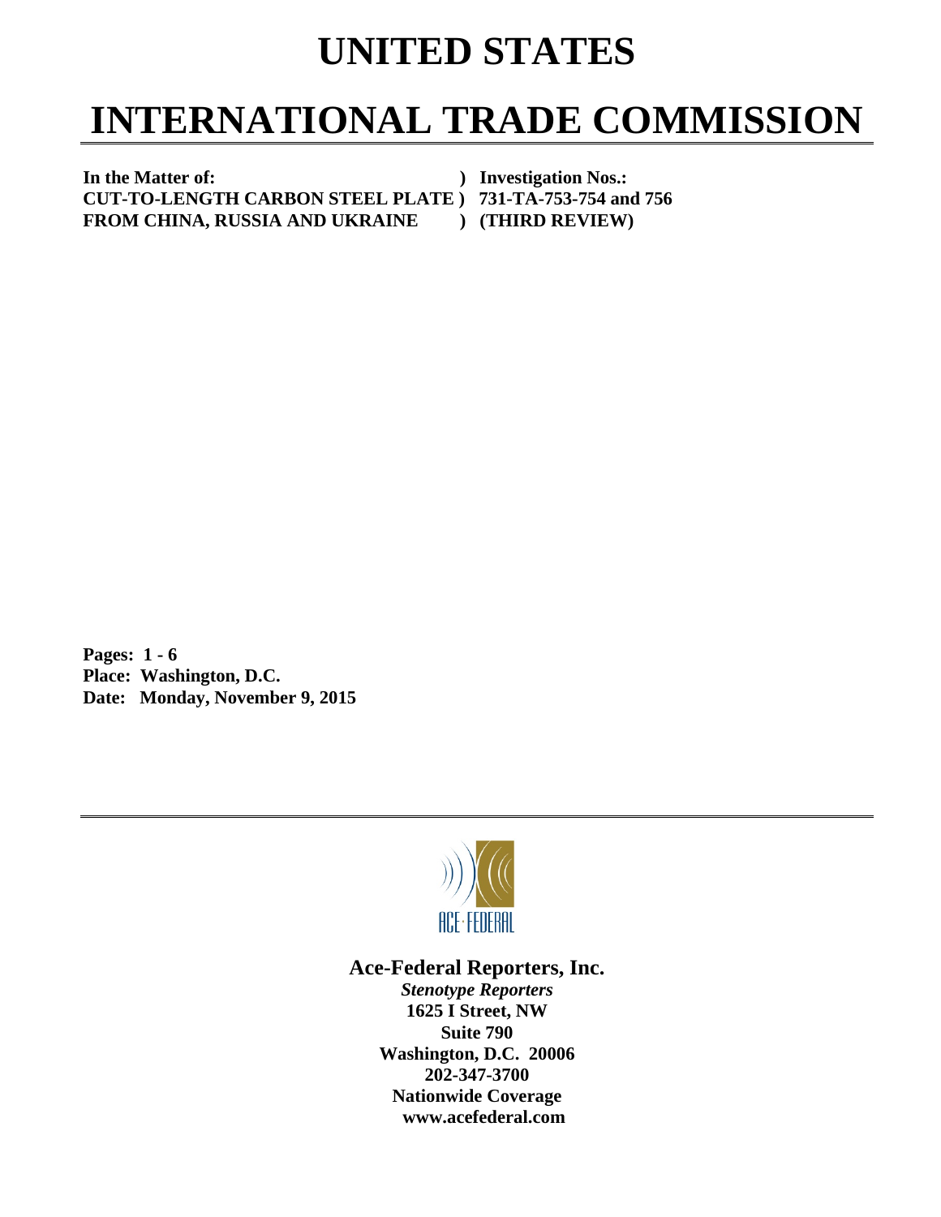# UNITED STATES

# INTERNATIONAL TRADE COMMISSION

**In the Matter of:** ) **Investigation Nos.:**
**CUT-TO-LENGTH CARBON STEEL PLATE** ) **731-TA-753-754 and 756**
**FROM CHINA, RUSSIA AND UKRAINE** ) **(THIRD REVIEW)**

**Pages: 1 - 6**
**Place: Washington, D.C.**
**Date: Monday, November 9, 2015**

ACE·FEDERAL

**Ace-Federal Reporters, Inc.**
***Stenotype Reporters***
**1625 I Street, NW**
**Suite 790**
**Washington, D.C. 20006**
**202-347-3700**
**Nationwide Coverage**
**www.acefederal.com**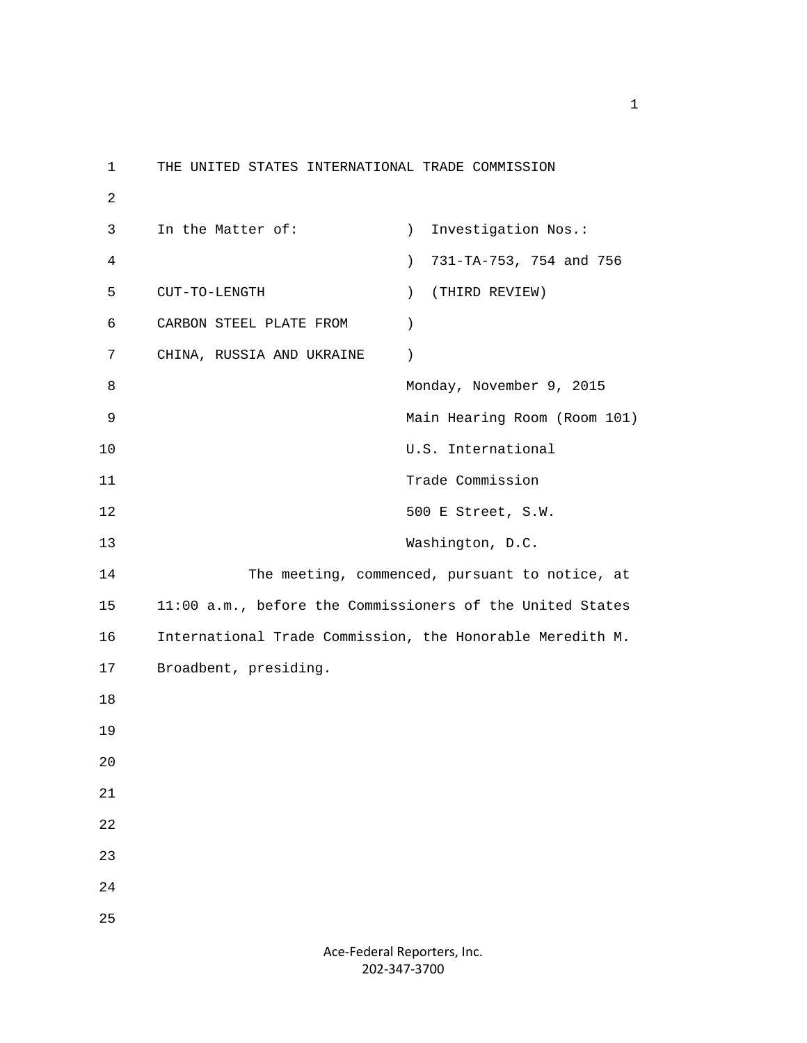THE UNITED STATES INTERNATIONAL TRADE COMMISSION

In the Matter of: ) Investigation Nos.:
) 731-TA-753, 754 and 756
CUT-TO-LENGTH ) (THIRD REVIEW)
CARBON STEEL PLATE FROM )
CHINA, RUSSIA AND UKRAINE )

Monday, November 9, 2015
Main Hearing Room (Room 101)
U.S. International
Trade Commission
500 E Street, S.W.
Washington, D.C.

The meeting, commenced, pursuant to notice, at 11:00 a.m., before the Commissioners of the United States International Trade Commission, the Honorable Meredith M. Broadbent, presiding.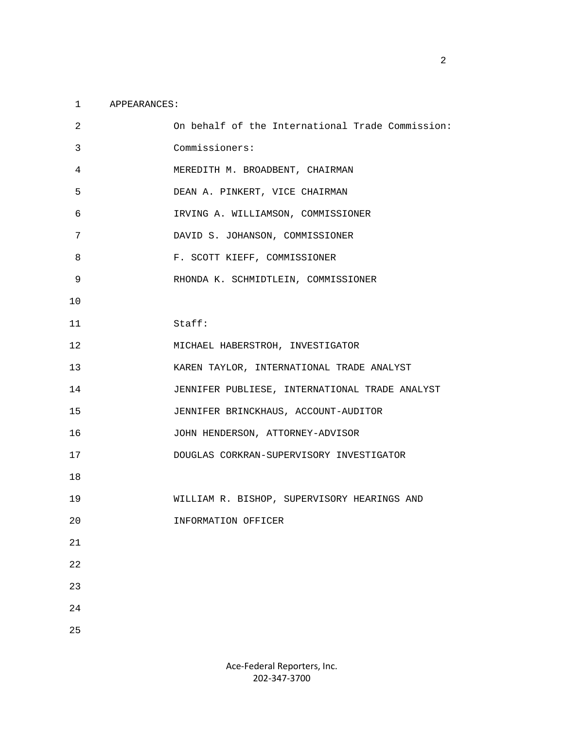APPEARANCES:

On behalf of the International Trade Commission:

Commissioners:

MEREDITH M. BROADBENT, CHAIRMAN

DEAN A. PINKERT, VICE CHAIRMAN

IRVING A. WILLIAMSON, COMMISSIONER

DAVID S. JOHANSON, COMMISSIONER

F. SCOTT KIEFF, COMMISSIONER

RHONDA K. SCHMIDTLEIN, COMMISSIONER

Staff:

MICHAEL HABERSTROH, INVESTIGATOR

KAREN TAYLOR, INTERNATIONAL TRADE ANALYST

JENNIFER PUBLIESE, INTERNATIONAL TRADE ANALYST

JENNIFER BRINCKHAUS, ACCOUNT-AUDITOR

JOHN HENDERSON, ATTORNEY-ADVISOR

DOUGLAS CORKRAN-SUPERVISORY INVESTIGATOR

WILLIAM R. BISHOP, SUPERVISORY HEARINGS AND INFORMATION OFFICER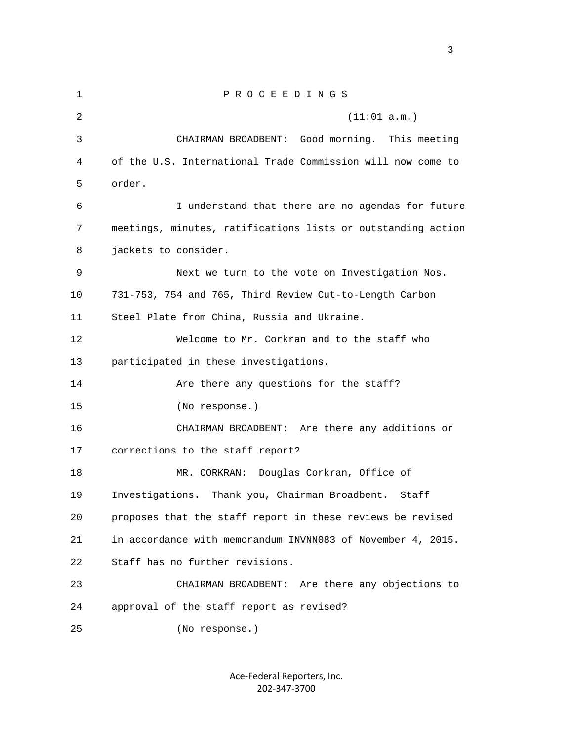P R O C E E D I N G S

(11:01 a.m.)

CHAIRMAN BROADBENT: Good morning. This meeting of the U.S. International Trade Commission will now come to order.

I understand that there are no agendas for future meetings, minutes, ratifications lists or outstanding action jackets to consider.

Next we turn to the vote on Investigation Nos. 731-753, 754 and 765, Third Review Cut-to-Length Carbon Steel Plate from China, Russia and Ukraine.

Welcome to Mr. Corkran and to the staff who participated in these investigations.

Are there any questions for the staff?

(No response.)

CHAIRMAN BROADBENT: Are there any additions or corrections to the staff report?

MR. CORKRAN: Douglas Corkran, Office of Investigations. Thank you, Chairman Broadbent. Staff proposes that the staff report in these reviews be revised in accordance with memorandum INVNN083 of November 4, 2015. Staff has no further revisions.

CHAIRMAN BROADBENT: Are there any objections to approval of the staff report as revised?

(No response.)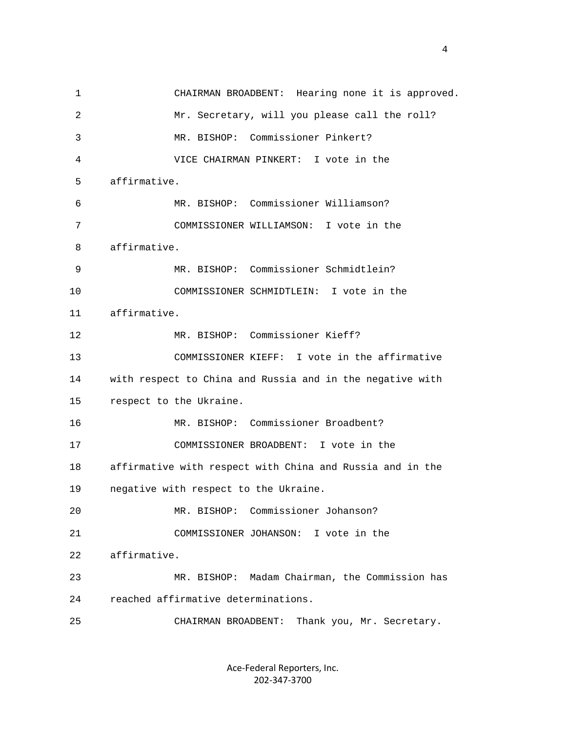CHAIRMAN BROADBENT: Hearing none it is approved. Mr. Secretary, will you please call the roll?

MR. BISHOP: Commissioner Pinkert?

VICE CHAIRMAN PINKERT: I vote in the affirmative.

MR. BISHOP: Commissioner Williamson?

COMMISSIONER WILLIAMSON: I vote in the affirmative.

MR. BISHOP: Commissioner Schmidtlein?

COMMISSIONER SCHMIDTLEIN: I vote in the affirmative.

MR. BISHOP: Commissioner Kieff?

COMMISSIONER KIEFF: I vote in the affirmative with respect to China and Russia and in the negative with respect to the Ukraine.

MR. BISHOP: Commissioner Broadbent?

COMMISSIONER BROADBENT: I vote in the affirmative with respect with China and Russia and in the negative with respect to the Ukraine.

MR. BISHOP: Commissioner Johanson?

COMMISSIONER JOHANSON: I vote in the affirmative.

MR. BISHOP: Madam Chairman, the Commission has reached affirmative determinations.

CHAIRMAN BROADBENT: Thank you, Mr. Secretary.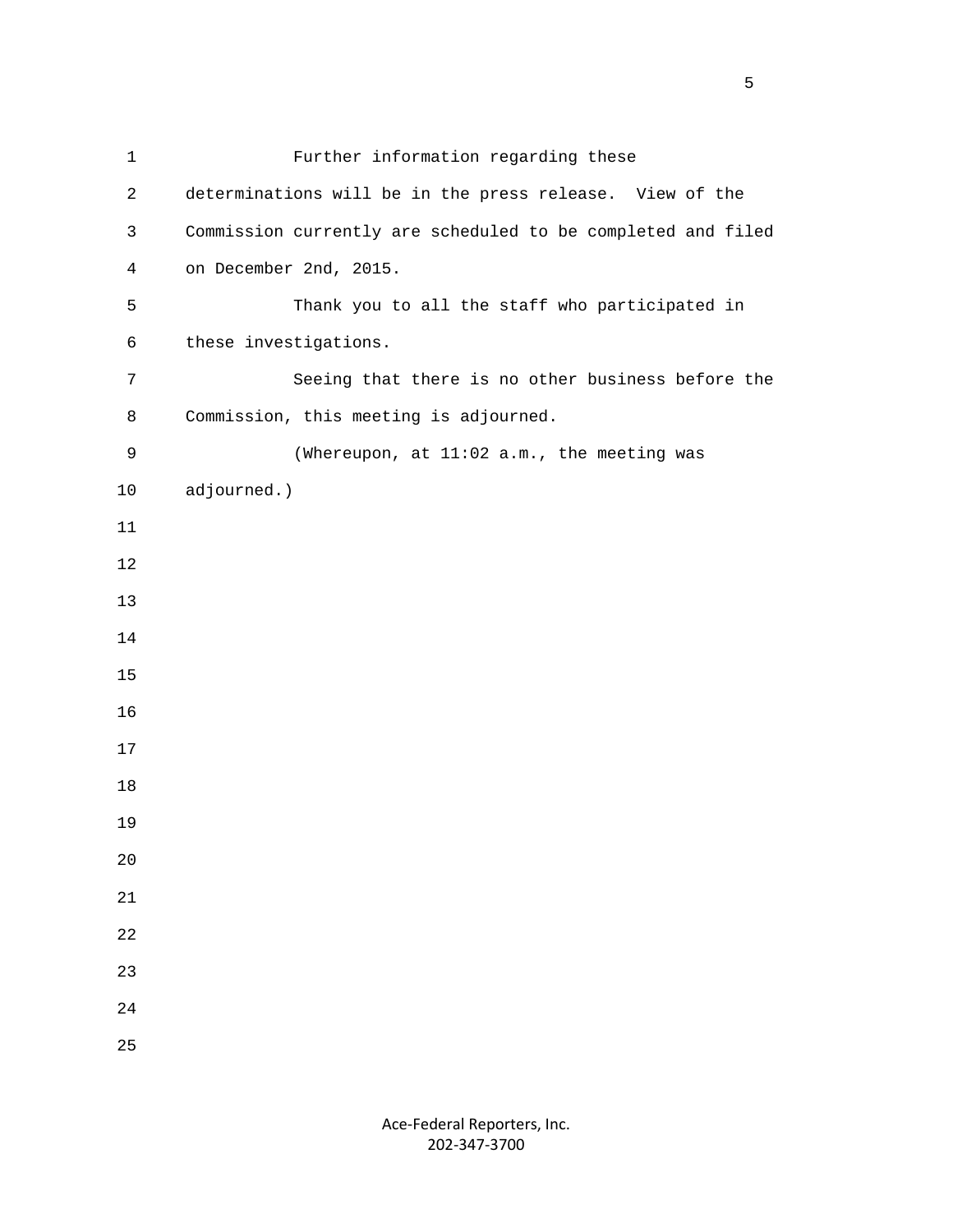Further information regarding these determinations will be in the press release. View of the Commission currently are scheduled to be completed and filed on December 2nd, 2015.

Thank you to all the staff who participated in these investigations.

Seeing that there is no other business before the Commission, this meeting is adjourned.

(Whereupon, at 11:02 a.m., the meeting was adjourned.)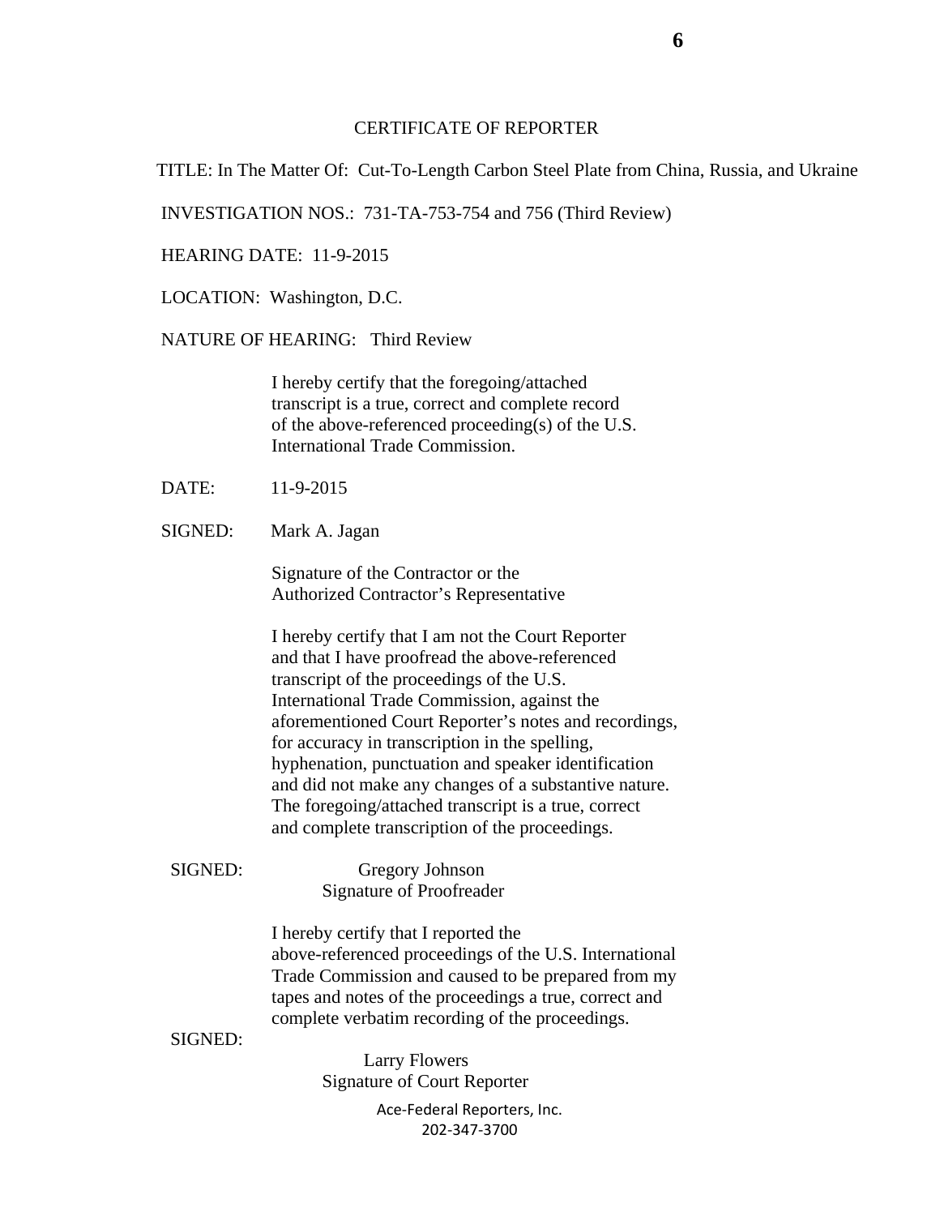# CERTIFICATE OF REPORTER

TITLE: In The Matter Of: Cut-To-Length Carbon Steel Plate from China, Russia, and Ukraine

INVESTIGATION NOS.: 731-TA-753-754 and 756 (Third Review)

HEARING DATE: 11-9-2015

LOCATION: Washington, D.C.

NATURE OF HEARING: Third Review

I hereby certify that the foregoing/attached transcript is a true, correct and complete record of the above-referenced proceeding(s) of the U.S. International Trade Commission.

DATE: 11-9-2015

SIGNED: Mark A. Jagan

Signature of the Contractor or the Authorized Contractor's Representative

I hereby certify that I am not the Court Reporter and that I have proofread the above-referenced transcript of the proceedings of the U.S. International Trade Commission, against the aforementioned Court Reporter's notes and recordings, for accuracy in transcription in the spelling, hyphenation, punctuation and speaker identification and did not make any changes of a substantive nature. The foregoing/attached transcript is a true, correct and complete transcription of the proceedings.

SIGNED: Gregory Johnson
Signature of Proofreader

I hereby certify that I reported the above-referenced proceedings of the U.S. International Trade Commission and caused to be prepared from my tapes and notes of the proceedings a true, correct and complete verbatim recording of the proceedings.

SIGNED:
Larry Flowers
Signature of Court Reporter

Ace-Federal Reporters, Inc.
202-347-3700